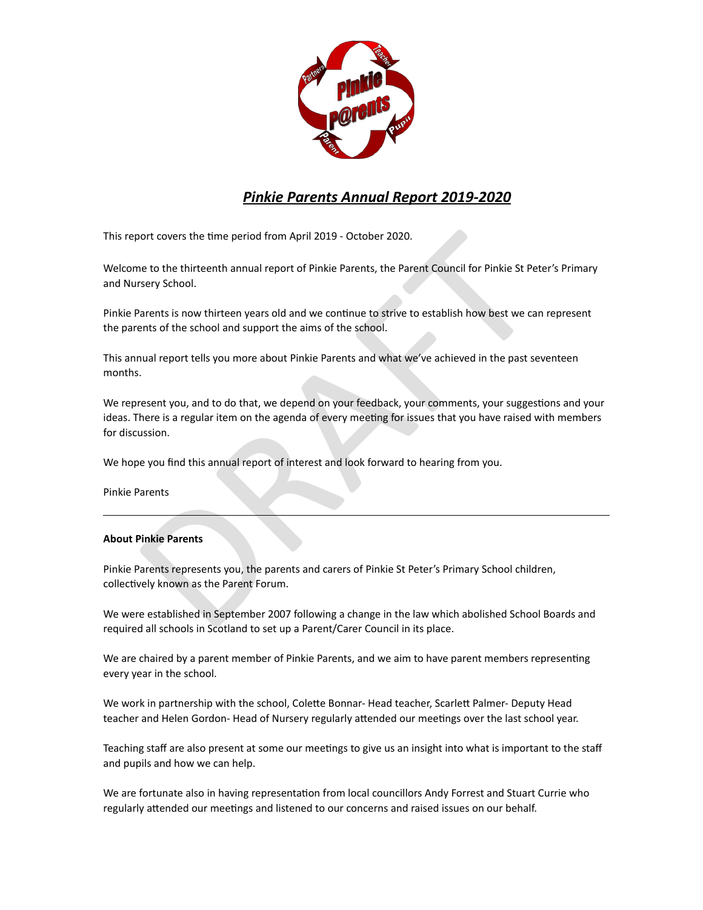# ***Pinkie Parents Annual Report 2019-2020***

This report covers the time period from April 2019 - October 2020.

Welcome to the thirteenth annual report of Pinkie Parents, the Parent Council for Pinkie St Peter's Primary and Nursery School.

Pinkie Parents is now thirteen years old and we continue to strive to establish how best we can represent the parents of the school and support the aims of the school.

This annual report tells you more about Pinkie Parents and what we've achieved in the past seventeen months.

We represent you, and to do that, we depend on your feedback, your comments, your suggestions and your ideas. There is a regular item on the agenda of every meeting for issues that you have raised with members for discussion.

We hope you find this annual report of interest and look forward to hearing from you.

Pinkie Parents

---

**About Pinkie Parents**

Pinkie Parents represents you, the parents and carers of Pinkie St Peter's Primary School children, collectively known as the Parent Forum.

We were established in September 2007 following a change in the law which abolished School Boards and required all schools in Scotland to set up a Parent/Carer Council in its place.

We are chaired by a parent member of Pinkie Parents, and we aim to have parent members representing every year in the school.

We work in partnership with the school, Colette Bonnar- Head teacher, Scarlett Palmer- Deputy Head teacher and Helen Gordon- Head of Nursery regularly attended our meetings over the last school year.

Teaching staff are also present at some our meetings to give us an insight into what is important to the staff and pupils and how we can help.

We are fortunate also in having representation from local councillors Andy Forrest and Stuart Currie who regularly attended our meetings and listened to our concerns and raised issues on our behalf.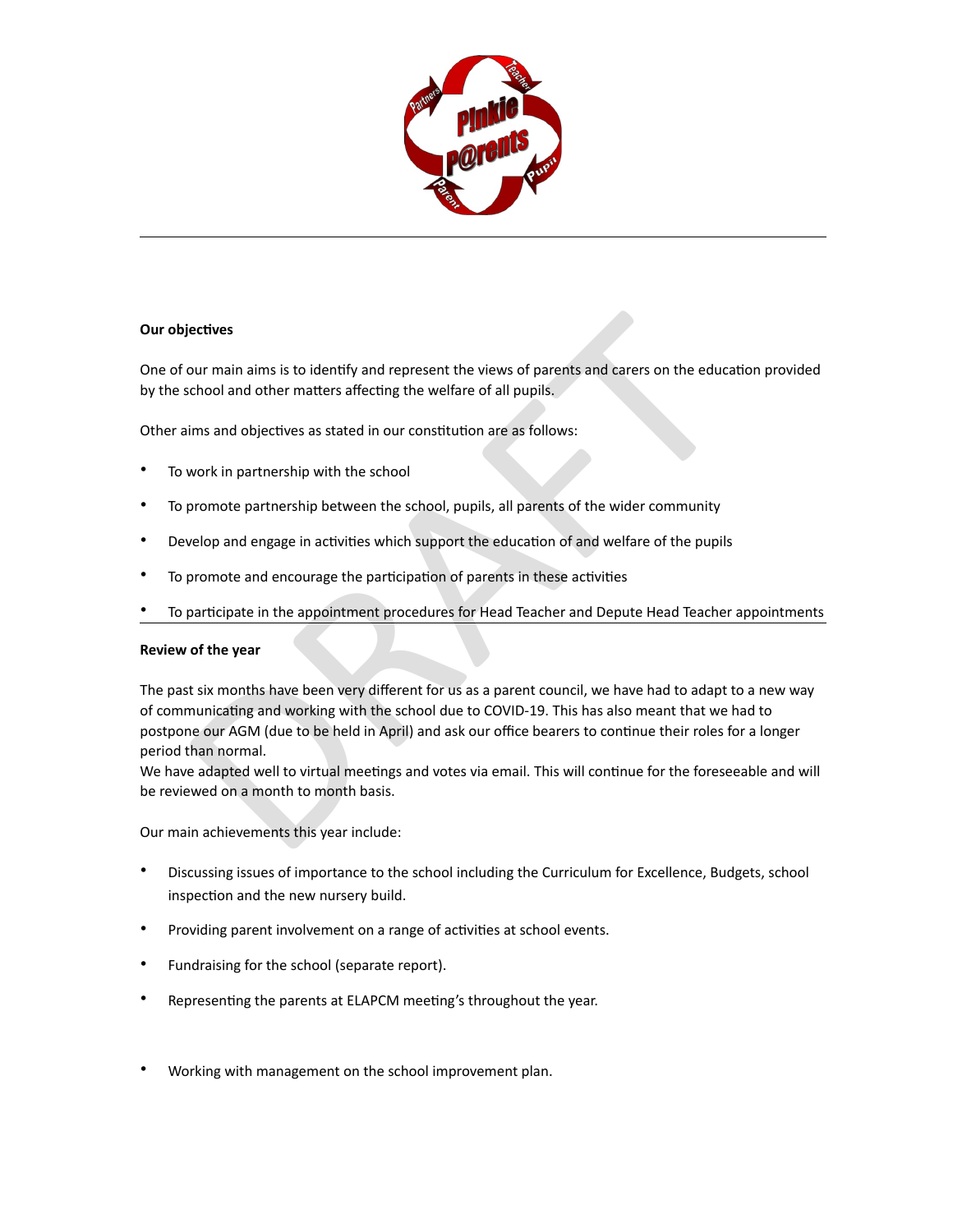**Our objectives**

One of our main aims is to identify and represent the views of parents and carers on the education provided by the school and other matters affecting the welfare of all pupils.

Other aims and objectives as stated in our constitution are as follows:

- To work in partnership with the school
- To promote partnership between the school, pupils, all parents of the wider community
- Develop and engage in activities which support the education of and welfare of the pupils
- To promote and encourage the participation of parents in these activities
- To participate in the appointment procedures for Head Teacher and Depute Head Teacher appointments

**Review of the year**

The past six months have been very different for us as a parent council, we have had to adapt to a new way of communicating and working with the school due to COVID-19. This has also meant that we had to postpone our AGM (due to be held in April) and ask our office bearers to continue their roles for a longer period than normal.
We have adapted well to virtual meetings and votes via email. This will continue for the foreseeable and will be reviewed on a month to month basis.

Our main achievements this year include:

- Discussing issues of importance to the school including the Curriculum for Excellence, Budgets, school inspection and the new nursery build.
- Providing parent involvement on a range of activities at school events.
- Fundraising for the school (separate report).
- Representing the parents at ELAPCM meeting's throughout the year.
- Working with management on the school improvement plan.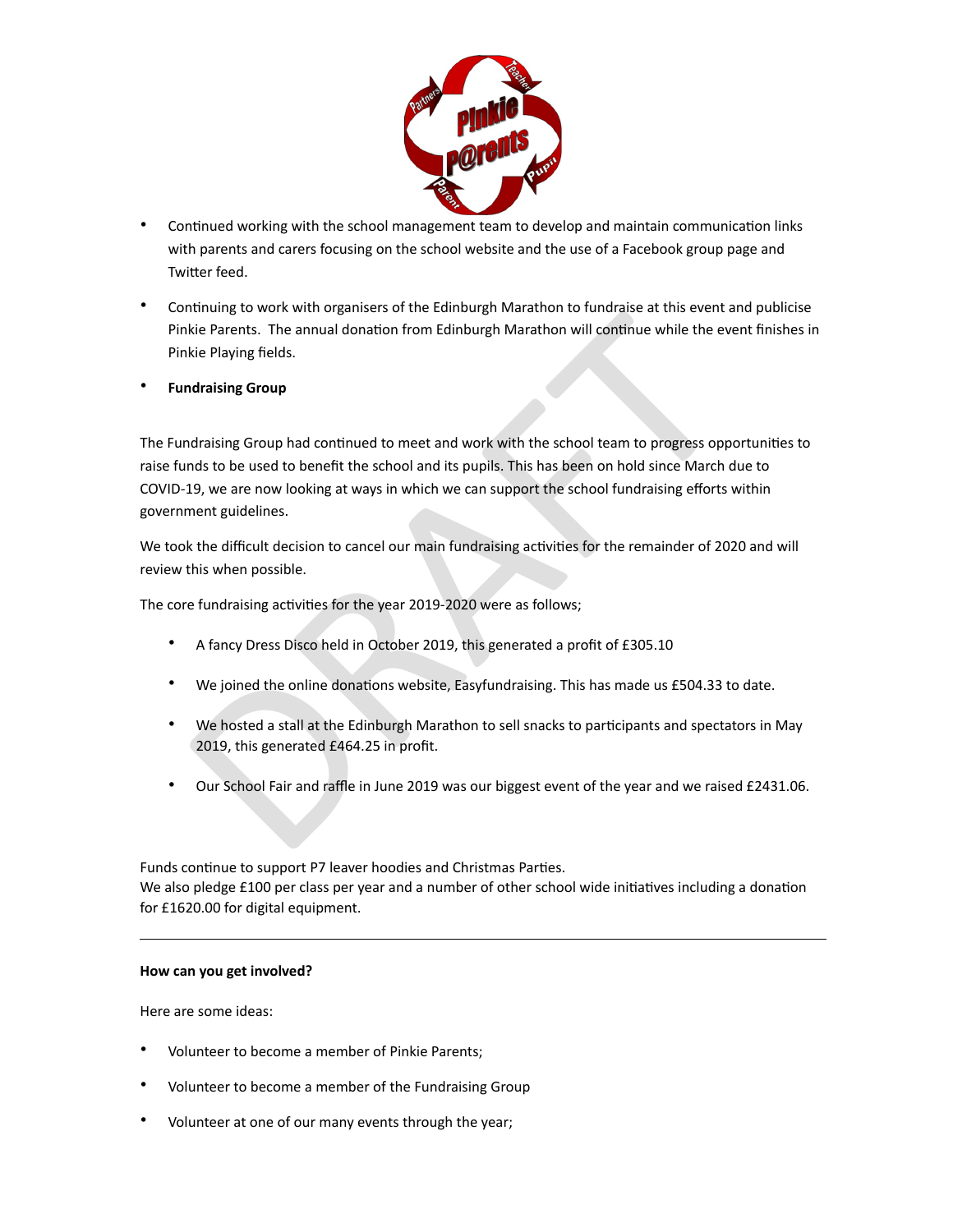- Continued working with the school management team to develop and maintain communication links with parents and carers focusing on the school website and the use of a Facebook group page and Twitter feed.

- Continuing to work with organisers of the Edinburgh Marathon to fundraise at this event and publicise Pinkie Parents. The annual donation from Edinburgh Marathon will continue while the event finishes in Pinkie Playing fields.

- **Fundraising Group**

The Fundraising Group had continued to meet and work with the school team to progress opportunities to raise funds to be used to benefit the school and its pupils. This has been on hold since March due to COVID-19, we are now looking at ways in which we can support the school fundraising efforts within government guidelines.

We took the difficult decision to cancel our main fundraising activities for the remainder of 2020 and will review this when possible.

The core fundraising activities for the year 2019-2020 were as follows;

- A fancy Dress Disco held in October 2019, this generated a profit of £305.10
- We joined the online donations website, Easyfundraising. This has made us £504.33 to date.
- We hosted a stall at the Edinburgh Marathon to sell snacks to participants and spectators in May 2019, this generated £464.25 in profit.
- Our School Fair and raffle in June 2019 was our biggest event of the year and we raised £2431.06.

Funds continue to support P7 leaver hoodies and Christmas Parties.
We also pledge £100 per class per year and a number of other school wide initiatives including a donation for £1620.00 for digital equipment.

---

**How can you get involved?**

Here are some ideas:

- Volunteer to become a member of Pinkie Parents;
- Volunteer to become a member of the Fundraising Group
- Volunteer at one of our many events through the year;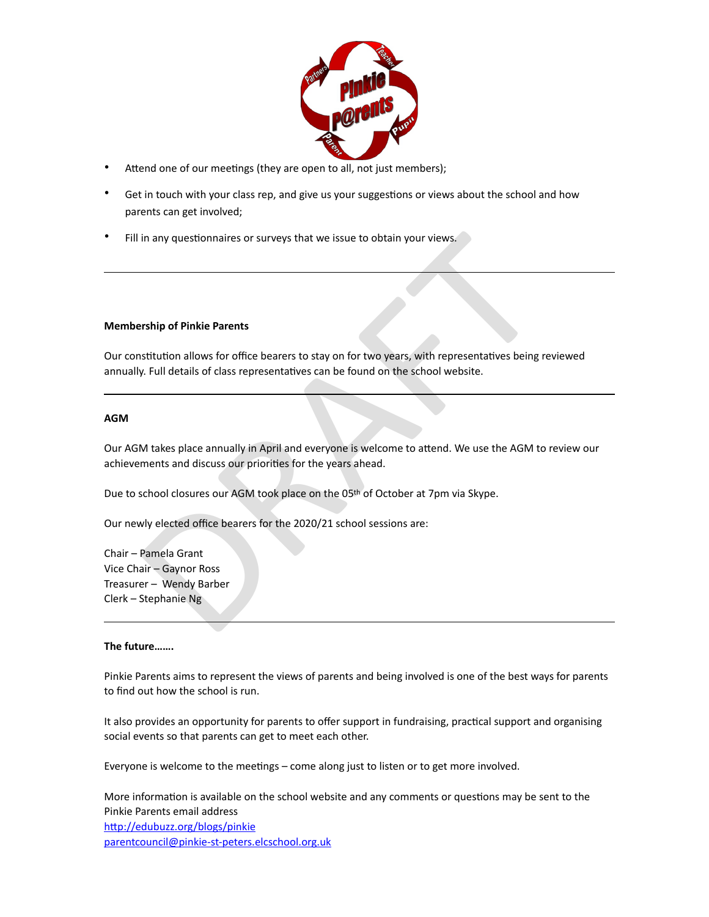- Attend one of our meetings (they are open to all, not just members);
- Get in touch with your class rep, and give us your suggestions or views about the school and how parents can get involved;
- Fill in any questionnaires or surveys that we issue to obtain your views.

---

**Membership of Pinkie Parents**

Our constitution allows for office bearers to stay on for two years, with representatives being reviewed annually. Full details of class representatives can be found on the school website.

---

**AGM**

Our AGM takes place annually in April and everyone is welcome to attend. We use the AGM to review our achievements and discuss our priorities for the years ahead.

Due to school closures our AGM took place on the 05th of October at 7pm via Skype.

Our newly elected office bearers for the 2020/21 school sessions are:

Chair – Pamela Grant
Vice Chair – Gaynor Ross
Treasurer – Wendy Barber
Clerk – Stephanie Ng

---

**The future…….**

Pinkie Parents aims to represent the views of parents and being involved is one of the best ways for parents to find out how the school is run.

It also provides an opportunity for parents to offer support in fundraising, practical support and organising social events so that parents can get to meet each other.

Everyone is welcome to the meetings – come along just to listen or to get more involved.

More information is available on the school website and any comments or questions may be sent to the Pinkie Parents email address
http://edubuzz.org/blogs/pinkie
parentcouncil@pinkie-st-peters.elcschool.org.uk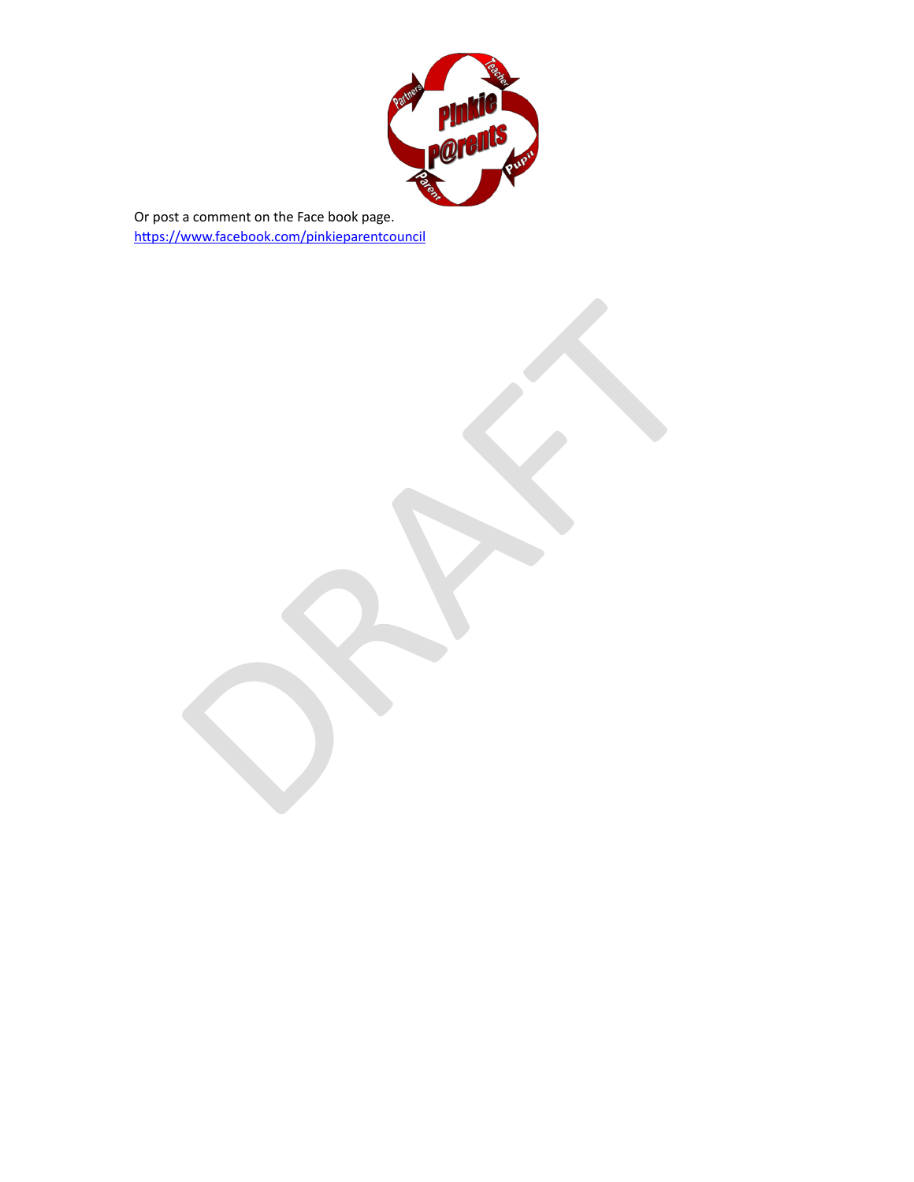Or post a comment on the Face book page.
https://www.facebook.com/pinkieparentcouncil